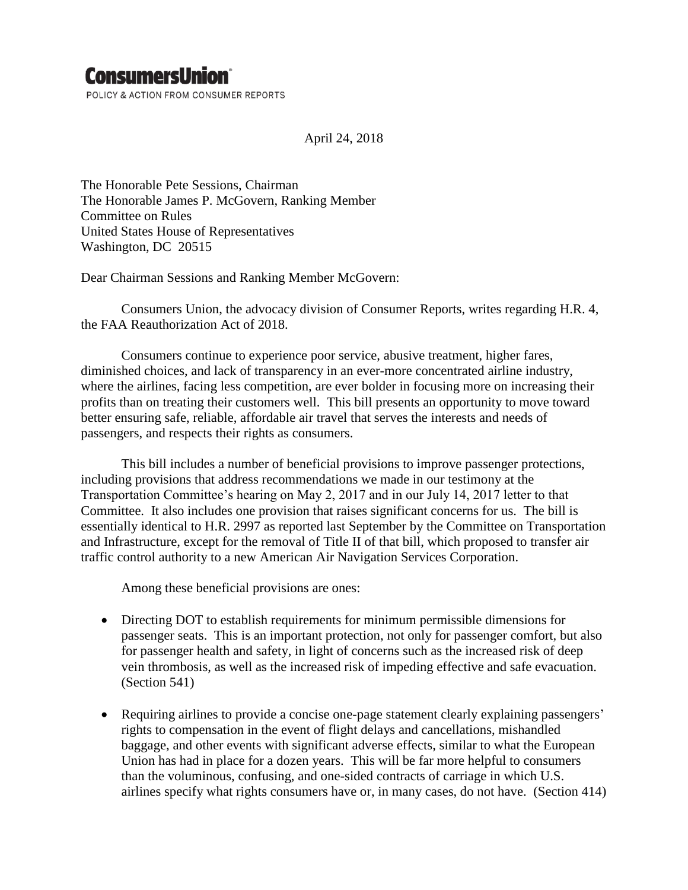**ConsumersUnion**®
POLICY & ACTION FROM CONSUMER REPORTS

April 24, 2018

The Honorable Pete Sessions, Chairman
The Honorable James P. McGovern, Ranking Member
Committee on Rules
United States House of Representatives
Washington, DC 20515

Dear Chairman Sessions and Ranking Member McGovern:

Consumers Union, the advocacy division of Consumer Reports, writes regarding H.R. 4, the FAA Reauthorization Act of 2018.

Consumers continue to experience poor service, abusive treatment, higher fares, diminished choices, and lack of transparency in an ever-more concentrated airline industry, where the airlines, facing less competition, are ever bolder in focusing more on increasing their profits than on treating their customers well. This bill presents an opportunity to move toward better ensuring safe, reliable, affordable air travel that serves the interests and needs of passengers, and respects their rights as consumers.

This bill includes a number of beneficial provisions to improve passenger protections, including provisions that address recommendations we made in our testimony at the Transportation Committee's hearing on May 2, 2017 and in our July 14, 2017 letter to that Committee. It also includes one provision that raises significant concerns for us. The bill is essentially identical to H.R. 2997 as reported last September by the Committee on Transportation and Infrastructure, except for the removal of Title II of that bill, which proposed to transfer air traffic control authority to a new American Air Navigation Services Corporation.

Among these beneficial provisions are ones:

- Directing DOT to establish requirements for minimum permissible dimensions for passenger seats. This is an important protection, not only for passenger comfort, but also for passenger health and safety, in light of concerns such as the increased risk of deep vein thrombosis, as well as the increased risk of impeding effective and safe evacuation. (Section 541)

- Requiring airlines to provide a concise one-page statement clearly explaining passengers' rights to compensation in the event of flight delays and cancellations, mishandled baggage, and other events with significant adverse effects, similar to what the European Union has had in place for a dozen years. This will be far more helpful to consumers than the voluminous, confusing, and one-sided contracts of carriage in which U.S. airlines specify what rights consumers have or, in many cases, do not have. (Section 414)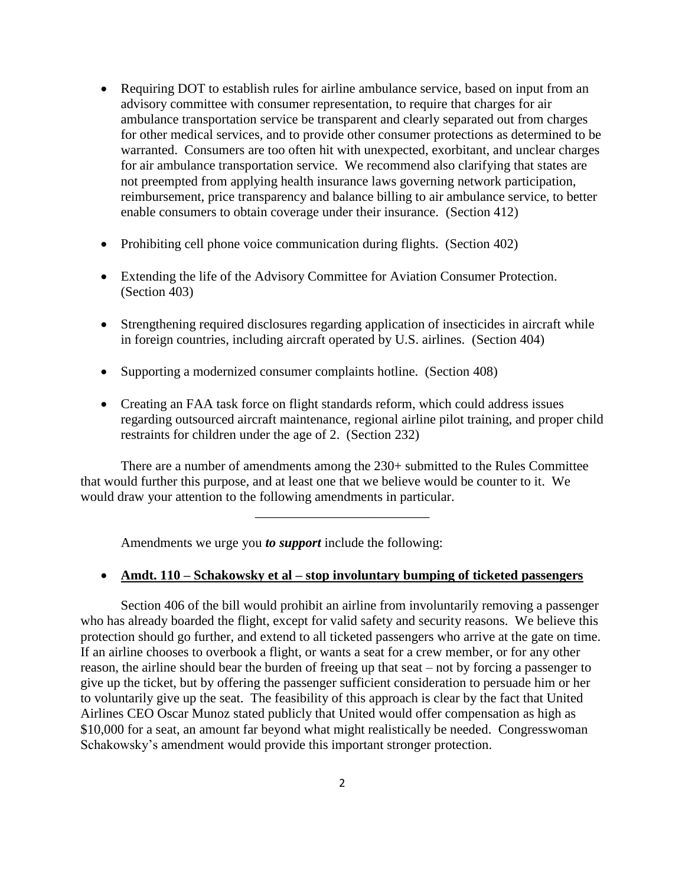- Requiring DOT to establish rules for airline ambulance service, based on input from an advisory committee with consumer representation, to require that charges for air ambulance transportation service be transparent and clearly separated out from charges for other medical services, and to provide other consumer protections as determined to be warranted. Consumers are too often hit with unexpected, exorbitant, and unclear charges for air ambulance transportation service. We recommend also clarifying that states are not preempted from applying health insurance laws governing network participation, reimbursement, price transparency and balance billing to air ambulance service, to better enable consumers to obtain coverage under their insurance. (Section 412)

- Prohibiting cell phone voice communication during flights. (Section 402)

- Extending the life of the Advisory Committee for Aviation Consumer Protection. (Section 403)

- Strengthening required disclosures regarding application of insecticides in aircraft while in foreign countries, including aircraft operated by U.S. airlines. (Section 404)

- Supporting a modernized consumer complaints hotline. (Section 408)

- Creating an FAA task force on flight standards reform, which could address issues regarding outsourced aircraft maintenance, regional airline pilot training, and proper child restraints for children under the age of 2. (Section 232)

There are a number of amendments among the 230+ submitted to the Rules Committee that would further this purpose, and at least one that we believe would be counter to it. We would draw your attention to the following amendments in particular.

---

Amendments we urge you ***to support*** include the following:

- **Amdt. 110 – Schakowsky et al – stop involuntary bumping of ticketed passengers**

Section 406 of the bill would prohibit an airline from involuntarily removing a passenger who has already boarded the flight, except for valid safety and security reasons. We believe this protection should go further, and extend to all ticketed passengers who arrive at the gate on time. If an airline chooses to overbook a flight, or wants a seat for a crew member, or for any other reason, the airline should bear the burden of freeing up that seat – not by forcing a passenger to give up the ticket, but by offering the passenger sufficient consideration to persuade him or her to voluntarily give up the seat. The feasibility of this approach is clear by the fact that United Airlines CEO Oscar Munoz stated publicly that United would offer compensation as high as $10,000 for a seat, an amount far beyond what might realistically be needed. Congresswoman Schakowsky's amendment would provide this important stronger protection.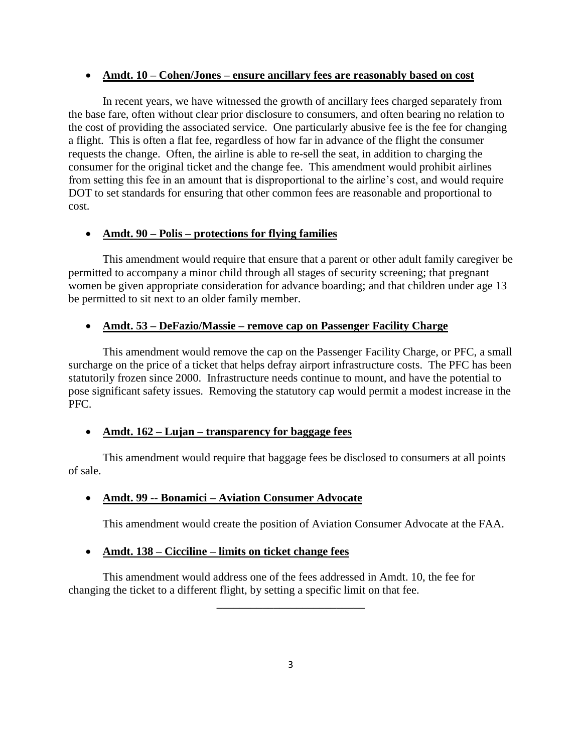- **<u>Amdt. 10 – Cohen/Jones – ensure ancillary fees are reasonably based on cost</u>**

In recent years, we have witnessed the growth of ancillary fees charged separately from the base fare, often without clear prior disclosure to consumers, and often bearing no relation to the cost of providing the associated service. One particularly abusive fee is the fee for changing a flight. This is often a flat fee, regardless of how far in advance of the flight the consumer requests the change. Often, the airline is able to re-sell the seat, in addition to charging the consumer for the original ticket and the change fee. This amendment would prohibit airlines from setting this fee in an amount that is disproportional to the airline's cost, and would require DOT to set standards for ensuring that other common fees are reasonable and proportional to cost.

- **<u>Amdt. 90 – Polis – protections for flying families</u>**

This amendment would require that ensure that a parent or other adult family caregiver be permitted to accompany a minor child through all stages of security screening; that pregnant women be given appropriate consideration for advance boarding; and that children under age 13 be permitted to sit next to an older family member.

- **<u>Amdt. 53 – DeFazio/Massie – remove cap on Passenger Facility Charge</u>**

This amendment would remove the cap on the Passenger Facility Charge, or PFC, a small surcharge on the price of a ticket that helps defray airport infrastructure costs. The PFC has been statutorily frozen since 2000. Infrastructure needs continue to mount, and have the potential to pose significant safety issues. Removing the statutory cap would permit a modest increase in the PFC.

- **<u>Amdt. 162 – Lujan – transparency for baggage fees</u>**

This amendment would require that baggage fees be disclosed to consumers at all points of sale.

- **<u>Amdt. 99 -- Bonamici – Aviation Consumer Advocate</u>**

This amendment would create the position of Aviation Consumer Advocate at the FAA.

- **<u>Amdt. 138 – Cicciline – limits on ticket change fees</u>**

This amendment would address one of the fees addressed in Amdt. 10, the fee for changing the ticket to a different flight, by setting a specific limit on that fee.

---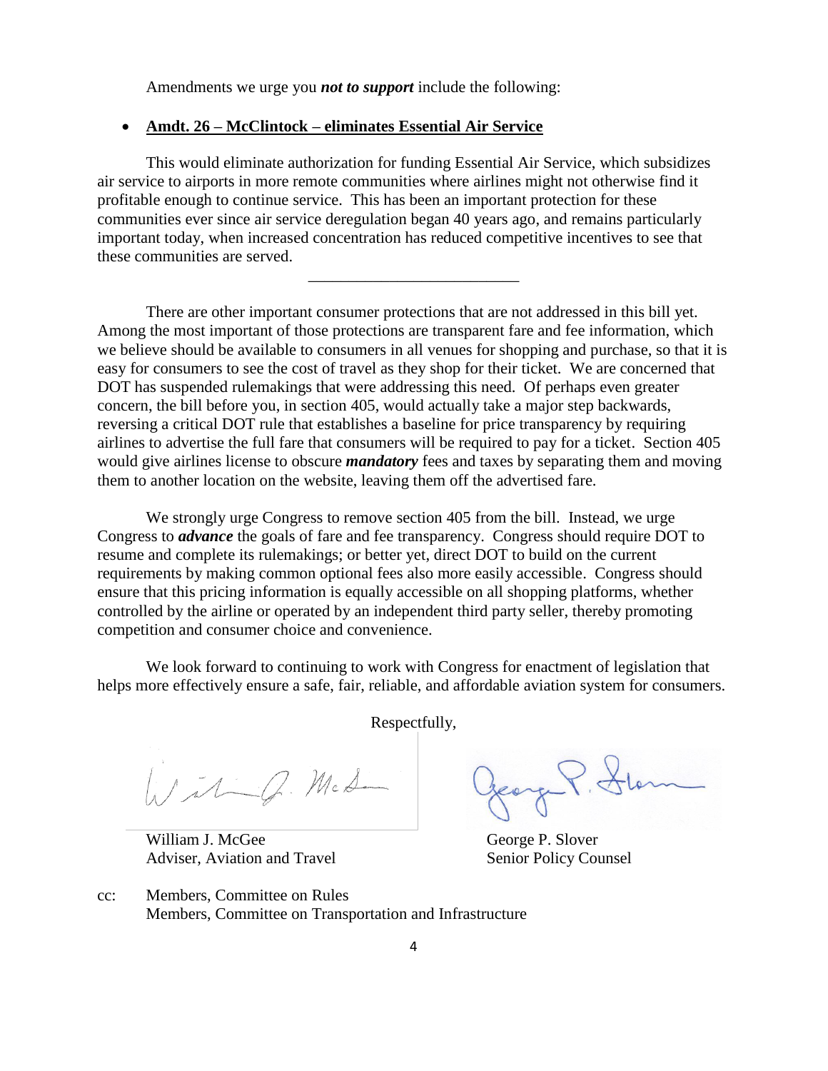Amendments we urge you ***not to support*** include the following:

- **Amdt. 26 – McClintock – eliminates Essential Air Service**

This would eliminate authorization for funding Essential Air Service, which subsidizes air service to airports in more remote communities where airlines might not otherwise find it profitable enough to continue service. This has been an important protection for these communities ever since air service deregulation began 40 years ago, and remains particularly important today, when increased concentration has reduced competitive incentives to see that these communities are served.

---

There are other important consumer protections that are not addressed in this bill yet. Among the most important of those protections are transparent fare and fee information, which we believe should be available to consumers in all venues for shopping and purchase, so that it is easy for consumers to see the cost of travel as they shop for their ticket. We are concerned that DOT has suspended rulemakings that were addressing this need. Of perhaps even greater concern, the bill before you, in section 405, would actually take a major step backwards, reversing a critical DOT rule that establishes a baseline for price transparency by requiring airlines to advertise the full fare that consumers will be required to pay for a ticket. Section 405 would give airlines license to obscure ***mandatory*** fees and taxes by separating them and moving them to another location on the website, leaving them off the advertised fare.

We strongly urge Congress to remove section 405 from the bill. Instead, we urge Congress to ***advance*** the goals of fare and fee transparency. Congress should require DOT to resume and complete its rulemakings; or better yet, direct DOT to build on the current requirements by making common optional fees also more easily accessible. Congress should ensure that this pricing information is equally accessible on all shopping platforms, whether controlled by the airline or operated by an independent third party seller, thereby promoting competition and consumer choice and convenience.

We look forward to continuing to work with Congress for enactment of legislation that helps more effectively ensure a safe, fair, reliable, and affordable aviation system for consumers.

Respectfully,

William J. McGee
Adviser, Aviation and Travel

George P. Slover
Senior Policy Counsel

cc: Members, Committee on Rules
Members, Committee on Transportation and Infrastructure